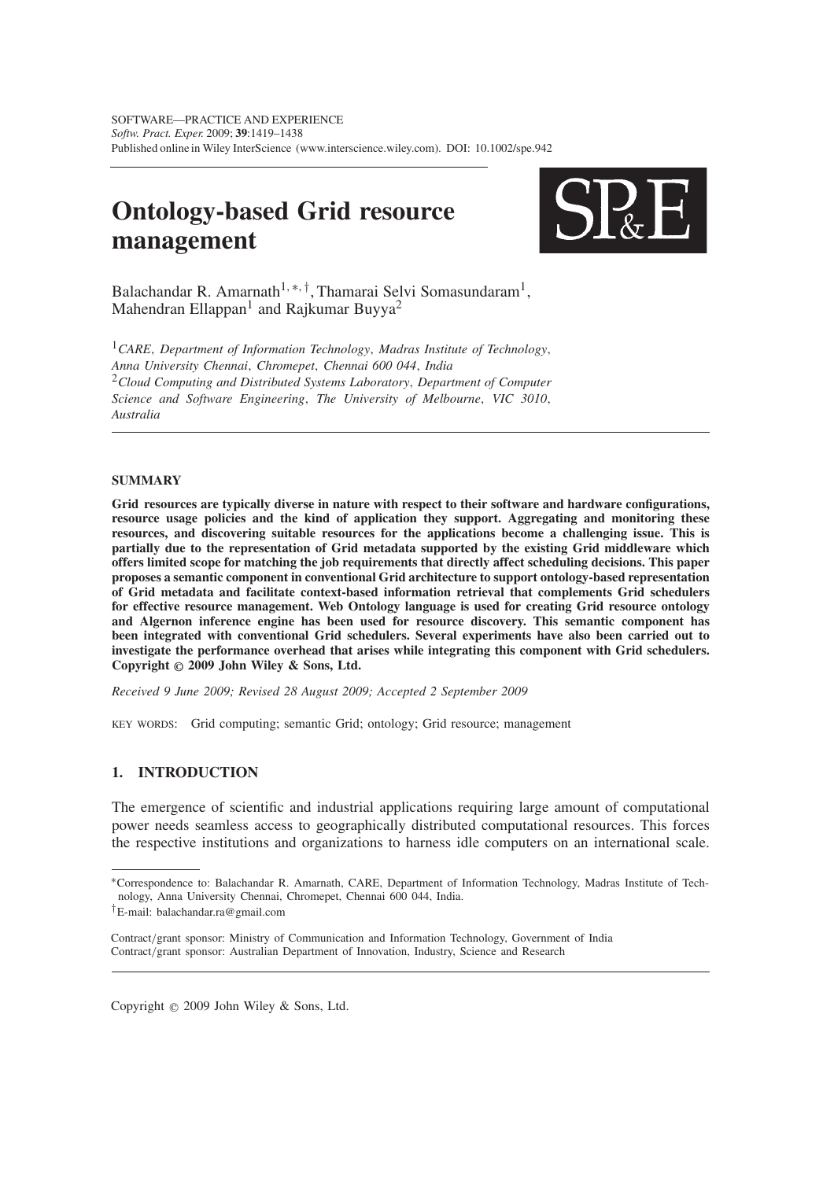# Ontology-based Grid resource management

Balachandar R. Amarnath[1,*,†], Thamarai Selvi Somasundaram[1], Mahendran Ellappan[1] and Rajkumar Buyya[2]

[1] *CARE, Department of Information Technology, Madras Institute of Technology, Anna University Chennai, Chromepet, Chennai 600 044, India*

[2] *Cloud Computing and Distributed Systems Laboratory, Department of Computer Science and Software Engineering, The University of Melbourne, VIC 3010, Australia*

## SUMMARY

**Grid resources are typically diverse in nature with respect to their software and hardware configurations, resource usage policies and the kind of application they support. Aggregating and monitoring these resources, and discovering suitable resources for the applications become a challenging issue. This is partially due to the representation of Grid metadata supported by the existing Grid middleware which offers limited scope for matching the job requirements that directly affect scheduling decisions. This paper proposes a semantic component in conventional Grid architecture to support ontology-based representation of Grid metadata and facilitate context-based information retrieval that complements Grid schedulers for effective resource management. Web Ontology language is used for creating Grid resource ontology and Algernon inference engine has been used for resource discovery. This semantic component has been integrated with conventional Grid schedulers. Several experiments have also been carried out to investigate the performance overhead that arises while integrating this component with Grid schedulers. Copyright © 2009 John Wiley & Sons, Ltd.**

*Received 9 June 2009; Revised 28 August 2009; Accepted 2 September 2009*

KEY WORDS: Grid computing; semantic Grid; ontology; Grid resource; management

## 1. INTRODUCTION

The emergence of scientific and industrial applications requiring large amount of computational power needs seamless access to geographically distributed computational resources. This forces the respective institutions and organizations to harness idle computers on an international scale.

---

*Correspondence to: Balachandar R. Amarnath, CARE, Department of Information Technology, Madras Institute of Technology, Anna University Chennai, Chromepet, Chennai 600 044, India.

†E-mail: balachandar.ra@gmail.com

Contract/grant sponsor: Ministry of Communication and Information Technology, Government of India
Contract/grant sponsor: Australian Department of Innovation, Industry, Science and Research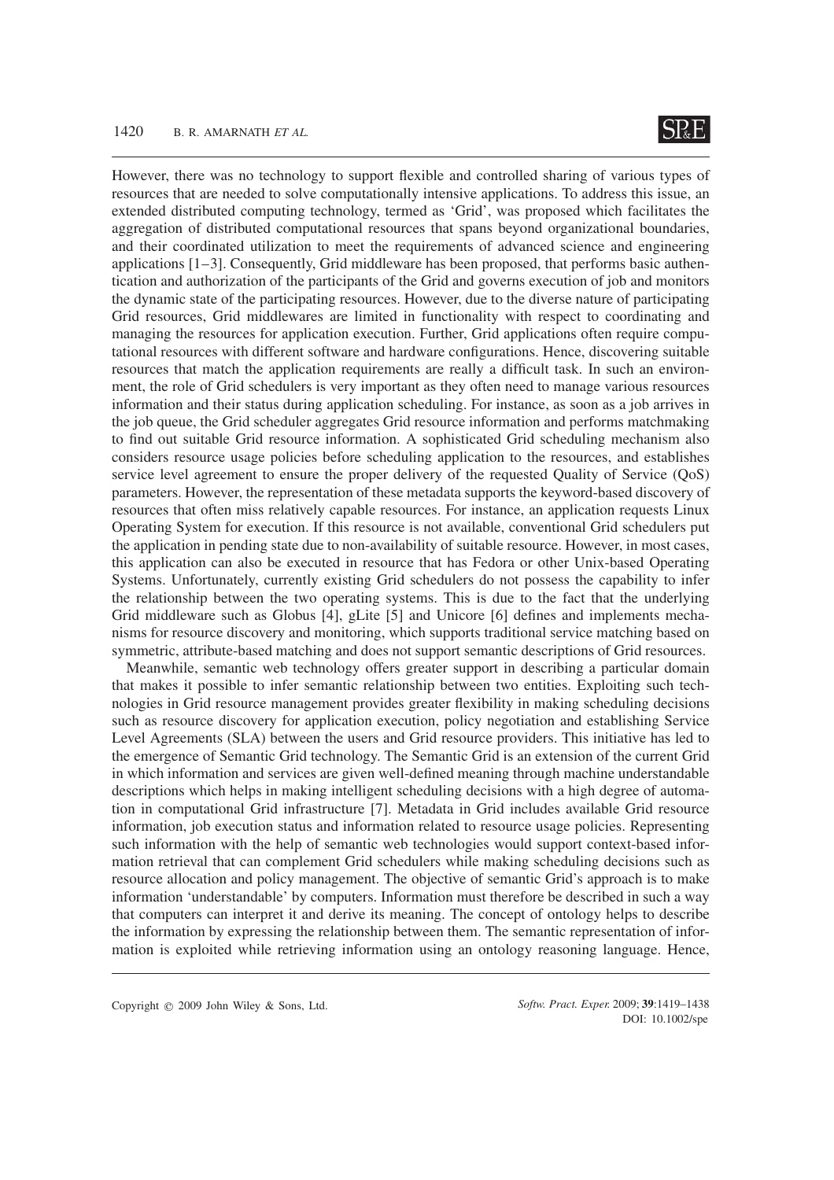However, there was no technology to support flexible and controlled sharing of various types of resources that are needed to solve computationally intensive applications. To address this issue, an extended distributed computing technology, termed as 'Grid', was proposed which facilitates the aggregation of distributed computational resources that spans beyond organizational boundaries, and their coordinated utilization to meet the requirements of advanced science and engineering applications [1–3]. Consequently, Grid middleware has been proposed, that performs basic authentication and authorization of the participants of the Grid and governs execution of job and monitors the dynamic state of the participating resources. However, due to the diverse nature of participating Grid resources, Grid middlewares are limited in functionality with respect to coordinating and managing the resources for application execution. Further, Grid applications often require computational resources with different software and hardware configurations. Hence, discovering suitable resources that match the application requirements are really a difficult task. In such an environment, the role of Grid schedulers is very important as they often need to manage various resources information and their status during application scheduling. For instance, as soon as a job arrives in the job queue, the Grid scheduler aggregates Grid resource information and performs matchmaking to find out suitable Grid resource information. A sophisticated Grid scheduling mechanism also considers resource usage policies before scheduling application to the resources, and establishes service level agreement to ensure the proper delivery of the requested Quality of Service (QoS) parameters. However, the representation of these metadata supports the keyword-based discovery of resources that often miss relatively capable resources. For instance, an application requests Linux Operating System for execution. If this resource is not available, conventional Grid schedulers put the application in pending state due to non-availability of suitable resource. However, in most cases, this application can also be executed in resource that has Fedora or other Unix-based Operating Systems. Unfortunately, currently existing Grid schedulers do not possess the capability to infer the relationship between the two operating systems. This is due to the fact that the underlying Grid middleware such as Globus [4], gLite [5] and Unicore [6] defines and implements mechanisms for resource discovery and monitoring, which supports traditional service matching based on symmetric, attribute-based matching and does not support semantic descriptions of Grid resources.

Meanwhile, semantic web technology offers greater support in describing a particular domain that makes it possible to infer semantic relationship between two entities. Exploiting such technologies in Grid resource management provides greater flexibility in making scheduling decisions such as resource discovery for application execution, policy negotiation and establishing Service Level Agreements (SLA) between the users and Grid resource providers. This initiative has led to the emergence of Semantic Grid technology. The Semantic Grid is an extension of the current Grid in which information and services are given well-defined meaning through machine understandable descriptions which helps in making intelligent scheduling decisions with a high degree of automation in computational Grid infrastructure [7]. Metadata in Grid includes available Grid resource information, job execution status and information related to resource usage policies. Representing such information with the help of semantic web technologies would support context-based information retrieval that can complement Grid schedulers while making scheduling decisions such as resource allocation and policy management. The objective of semantic Grid's approach is to make information 'understandable' by computers. Information must therefore be described in such a way that computers can interpret it and derive its meaning. The concept of ontology helps to describe the information by expressing the relationship between them. The semantic representation of information is exploited while retrieving information using an ontology reasoning language. Hence,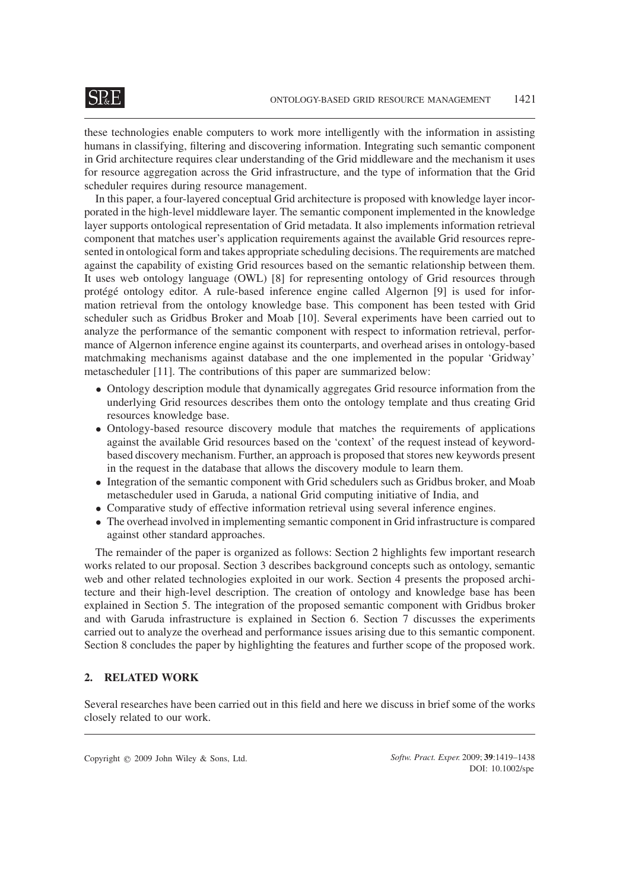these technologies enable computers to work more intelligently with the information in assisting humans in classifying, filtering and discovering information. Integrating such semantic component in Grid architecture requires clear understanding of the Grid middleware and the mechanism it uses for resource aggregation across the Grid infrastructure, and the type of information that the Grid scheduler requires during resource management.

In this paper, a four-layered conceptual Grid architecture is proposed with knowledge layer incorporated in the high-level middleware layer. The semantic component implemented in the knowledge layer supports ontological representation of Grid metadata. It also implements information retrieval component that matches user's application requirements against the available Grid resources represented in ontological form and takes appropriate scheduling decisions. The requirements are matched against the capability of existing Grid resources based on the semantic relationship between them. It uses web ontology language (OWL) [8] for representing ontology of Grid resources through protégé ontology editor. A rule-based inference engine called Algernon [9] is used for information retrieval from the ontology knowledge base. This component has been tested with Grid scheduler such as Gridbus Broker and Moab [10]. Several experiments have been carried out to analyze the performance of the semantic component with respect to information retrieval, performance of Algernon inference engine against its counterparts, and overhead arises in ontology-based matchmaking mechanisms against database and the one implemented in the popular 'Gridway' metascheduler [11]. The contributions of this paper are summarized below:

- Ontology description module that dynamically aggregates Grid resource information from the underlying Grid resources describes them onto the ontology template and thus creating Grid resources knowledge base.
- Ontology-based resource discovery module that matches the requirements of applications against the available Grid resources based on the 'context' of the request instead of keyword-based discovery mechanism. Further, an approach is proposed that stores new keywords present in the request in the database that allows the discovery module to learn them.
- Integration of the semantic component with Grid schedulers such as Gridbus broker, and Moab metascheduler used in Garuda, a national Grid computing initiative of India, and
- Comparative study of effective information retrieval using several inference engines.
- The overhead involved in implementing semantic component in Grid infrastructure is compared against other standard approaches.

The remainder of the paper is organized as follows: Section 2 highlights few important research works related to our proposal. Section 3 describes background concepts such as ontology, semantic web and other related technologies exploited in our work. Section 4 presents the proposed architecture and their high-level description. The creation of ontology and knowledge base has been explained in Section 5. The integration of the proposed semantic component with Gridbus broker and with Garuda infrastructure is explained in Section 6. Section 7 discusses the experiments carried out to analyze the overhead and performance issues arising due to this semantic component. Section 8 concludes the paper by highlighting the features and further scope of the proposed work.

## 2. RELATED WORK

Several researches have been carried out in this field and here we discuss in brief some of the works closely related to our work.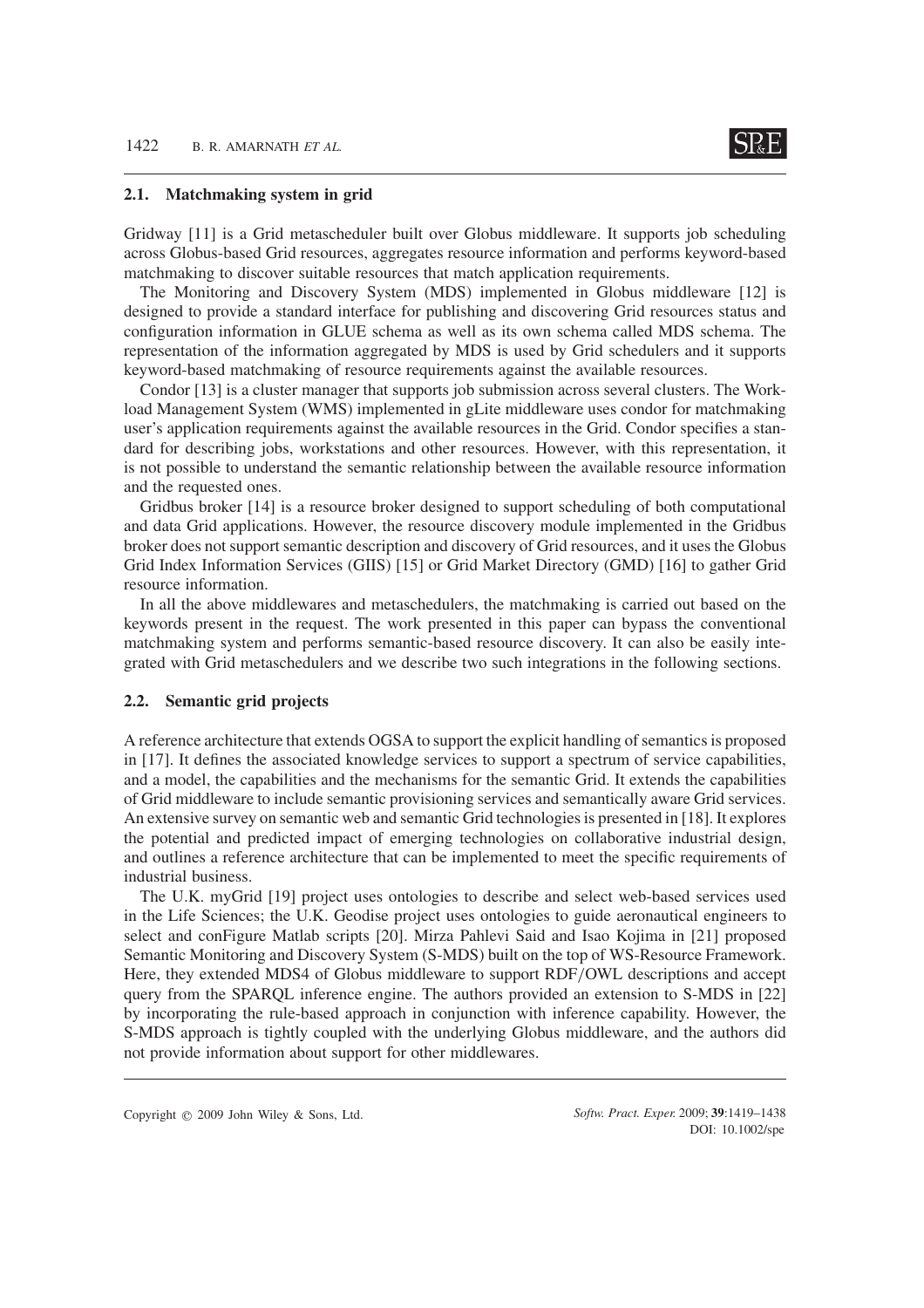### 2.1. Matchmaking system in grid

Gridway [11] is a Grid metascheduler built over Globus middleware. It supports job scheduling across Globus-based Grid resources, aggregates resource information and performs keyword-based matchmaking to discover suitable resources that match application requirements.

The Monitoring and Discovery System (MDS) implemented in Globus middleware [12] is designed to provide a standard interface for publishing and discovering Grid resources status and configuration information in GLUE schema as well as its own schema called MDS schema. The representation of the information aggregated by MDS is used by Grid schedulers and it supports keyword-based matchmaking of resource requirements against the available resources.

Condor [13] is a cluster manager that supports job submission across several clusters. The Workload Management System (WMS) implemented in gLite middleware uses condor for matchmaking user's application requirements against the available resources in the Grid. Condor specifies a standard for describing jobs, workstations and other resources. However, with this representation, it is not possible to understand the semantic relationship between the available resource information and the requested ones.

Gridbus broker [14] is a resource broker designed to support scheduling of both computational and data Grid applications. However, the resource discovery module implemented in the Gridbus broker does not support semantic description and discovery of Grid resources, and it uses the Globus Grid Index Information Services (GIIS) [15] or Grid Market Directory (GMD) [16] to gather Grid resource information.

In all the above middlewares and metaschedulers, the matchmaking is carried out based on the keywords present in the request. The work presented in this paper can bypass the conventional matchmaking system and performs semantic-based resource discovery. It can also be easily integrated with Grid metaschedulers and we describe two such integrations in the following sections.

### 2.2. Semantic grid projects

A reference architecture that extends OGSA to support the explicit handling of semantics is proposed in [17]. It defines the associated knowledge services to support a spectrum of service capabilities, and a model, the capabilities and the mechanisms for the semantic Grid. It extends the capabilities of Grid middleware to include semantic provisioning services and semantically aware Grid services. An extensive survey on semantic web and semantic Grid technologies is presented in [18]. It explores the potential and predicted impact of emerging technologies on collaborative industrial design, and outlines a reference architecture that can be implemented to meet the specific requirements of industrial business.

The U.K. myGrid [19] project uses ontologies to describe and select web-based services used in the Life Sciences; the U.K. Geodise project uses ontologies to guide aeronautical engineers to select and conFigure Matlab scripts [20]. Mirza Pahlevi Said and Isao Kojima in [21] proposed Semantic Monitoring and Discovery System (S-MDS) built on the top of WS-Resource Framework. Here, they extended MDS4 of Globus middleware to support RDF/OWL descriptions and accept query from the SPARQL inference engine. The authors provided an extension to S-MDS in [22] by incorporating the rule-based approach in conjunction with inference capability. However, the S-MDS approach is tightly coupled with the underlying Globus middleware, and the authors did not provide information about support for other middlewares.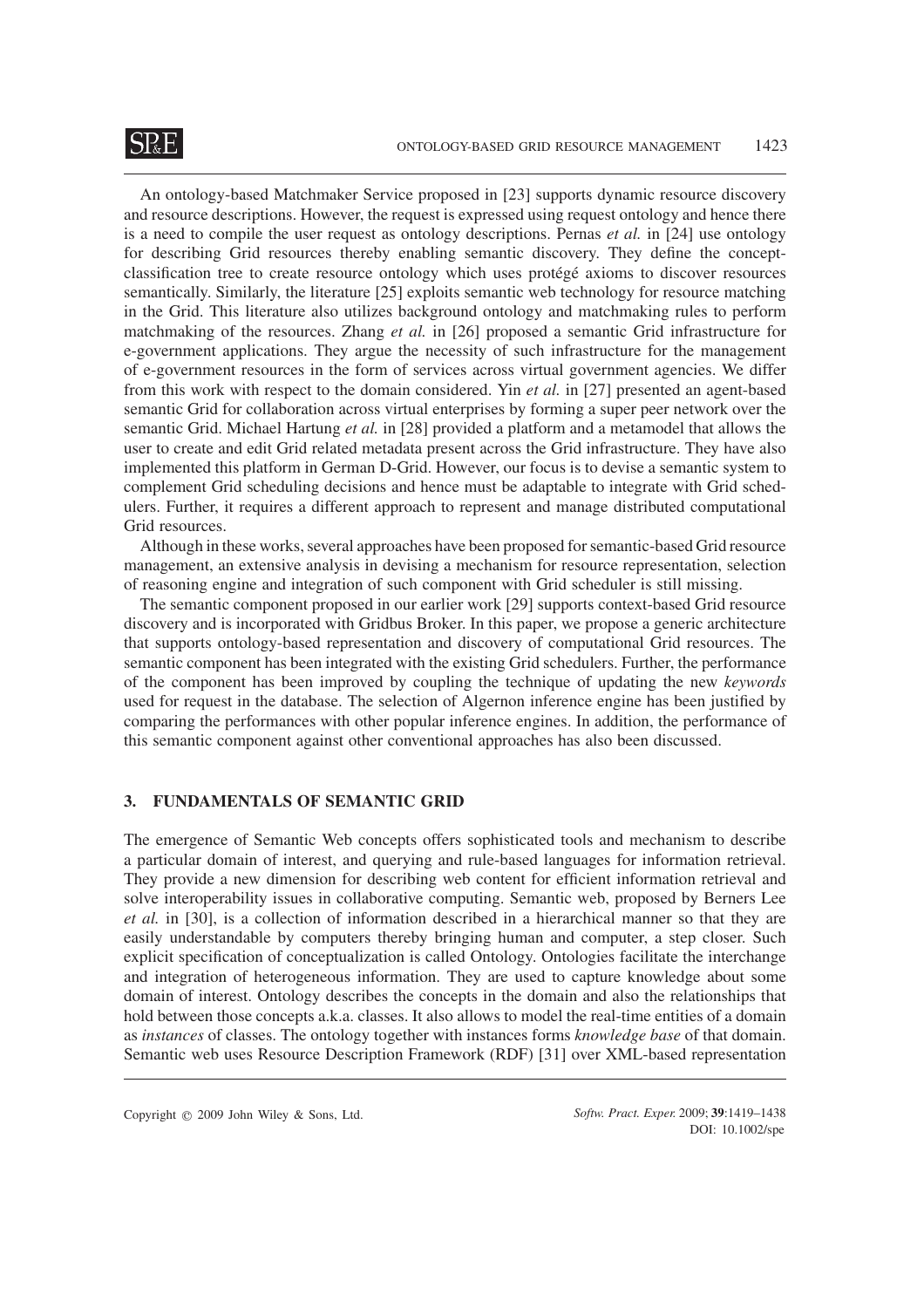An ontology-based Matchmaker Service proposed in [23] supports dynamic resource discovery and resource descriptions. However, the request is expressed using request ontology and hence there is a need to compile the user request as ontology descriptions. Pernas *et al.* in [24] use ontology for describing Grid resources thereby enabling semantic discovery. They define the concept-classification tree to create resource ontology which uses protégé axioms to discover resources semantically. Similarly, the literature [25] exploits semantic web technology for resource matching in the Grid. This literature also utilizes background ontology and matchmaking rules to perform matchmaking of the resources. Zhang *et al.* in [26] proposed a semantic Grid infrastructure for e-government applications. They argue the necessity of such infrastructure for the management of e-government resources in the form of services across virtual government agencies. We differ from this work with respect to the domain considered. Yin *et al.* in [27] presented an agent-based semantic Grid for collaboration across virtual enterprises by forming a super peer network over the semantic Grid. Michael Hartung *et al.* in [28] provided a platform and a metamodel that allows the user to create and edit Grid related metadata present across the Grid infrastructure. They have also implemented this platform in German D-Grid. However, our focus is to devise a semantic system to complement Grid scheduling decisions and hence must be adaptable to integrate with Grid schedulers. Further, it requires a different approach to represent and manage distributed computational Grid resources.

Although in these works, several approaches have been proposed for semantic-based Grid resource management, an extensive analysis in devising a mechanism for resource representation, selection of reasoning engine and integration of such component with Grid scheduler is still missing.

The semantic component proposed in our earlier work [29] supports context-based Grid resource discovery and is incorporated with Gridbus Broker. In this paper, we propose a generic architecture that supports ontology-based representation and discovery of computational Grid resources. The semantic component has been integrated with the existing Grid schedulers. Further, the performance of the component has been improved by coupling the technique of updating the new *keywords* used for request in the database. The selection of Algernon inference engine has been justified by comparing the performances with other popular inference engines. In addition, the performance of this semantic component against other conventional approaches has also been discussed.

## 3. FUNDAMENTALS OF SEMANTIC GRID

The emergence of Semantic Web concepts offers sophisticated tools and mechanism to describe a particular domain of interest, and querying and rule-based languages for information retrieval. They provide a new dimension for describing web content for efficient information retrieval and solve interoperability issues in collaborative computing. Semantic web, proposed by Berners Lee *et al.* in [30], is a collection of information described in a hierarchical manner so that they are easily understandable by computers thereby bringing human and computer, a step closer. Such explicit specification of conceptualization is called Ontology. Ontologies facilitate the interchange and integration of heterogeneous information. They are used to capture knowledge about some domain of interest. Ontology describes the concepts in the domain and also the relationships that hold between those concepts a.k.a. classes. It also allows to model the real-time entities of a domain as *instances* of classes. The ontology together with instances forms *knowledge base* of that domain. Semantic web uses Resource Description Framework (RDF) [31] over XML-based representation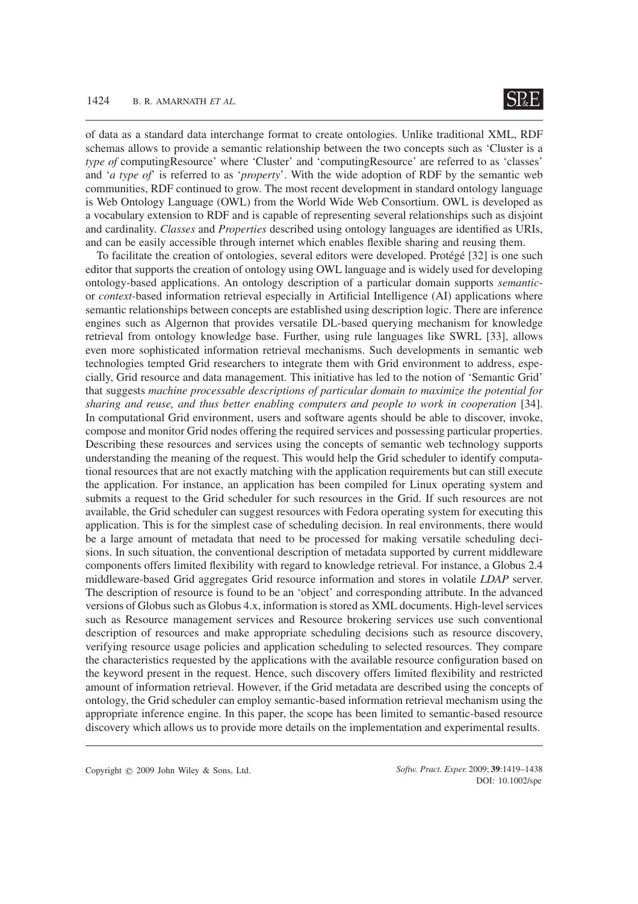of data as a standard data interchange format to create ontologies. Unlike traditional XML, RDF schemas allows to provide a semantic relationship between the two concepts such as 'Cluster is a *type of* computingResource' where 'Cluster' and 'computingResource' are referred to as 'classes' and '*a type of*' is referred to as '*property*'. With the wide adoption of RDF by the semantic web communities, RDF continued to grow. The most recent development in standard ontology language is Web Ontology Language (OWL) from the World Wide Web Consortium. OWL is developed as a vocabulary extension to RDF and is capable of representing several relationships such as disjoint and cardinality. *Classes* and *Properties* described using ontology languages are identified as URIs, and can be easily accessible through internet which enables flexible sharing and reusing them.

To facilitate the creation of ontologies, several editors were developed. Protégé [32] is one such editor that supports the creation of ontology using OWL language and is widely used for developing ontology-based applications. An ontology description of a particular domain supports *semantic-* or *context*-based information retrieval especially in Artificial Intelligence (AI) applications where semantic relationships between concepts are established using description logic. There are inference engines such as Algernon that provides versatile DL-based querying mechanism for knowledge retrieval from ontology knowledge base. Further, using rule languages like SWRL [33], allows even more sophisticated information retrieval mechanisms. Such developments in semantic web technologies tempted Grid researchers to integrate them with Grid environment to address, especially, Grid resource and data management. This initiative has led to the notion of 'Semantic Grid' that suggests *machine processable descriptions of particular domain to maximize the potential for sharing and reuse, and thus better enabling computers and people to work in cooperation* [34]. In computational Grid environment, users and software agents should be able to discover, invoke, compose and monitor Grid nodes offering the required services and possessing particular properties. Describing these resources and services using the concepts of semantic web technology supports understanding the meaning of the request. This would help the Grid scheduler to identify computational resources that are not exactly matching with the application requirements but can still execute the application. For instance, an application has been compiled for Linux operating system and submits a request to the Grid scheduler for such resources in the Grid. If such resources are not available, the Grid scheduler can suggest resources with Fedora operating system for executing this application. This is for the simplest case of scheduling decision. In real environments, there would be a large amount of metadata that need to be processed for making versatile scheduling decisions. In such situation, the conventional description of metadata supported by current middleware components offers limited flexibility with regard to knowledge retrieval. For instance, a Globus 2.4 middleware-based Grid aggregates Grid resource information and stores in volatile *LDAP* server. The description of resource is found to be an 'object' and corresponding attribute. In the advanced versions of Globus such as Globus 4.x, information is stored as XML documents. High-level services such as Resource management services and Resource brokering services use such conventional description of resources and make appropriate scheduling decisions such as resource discovery, verifying resource usage policies and application scheduling to selected resources. They compare the characteristics requested by the applications with the available resource configuration based on the keyword present in the request. Hence, such discovery offers limited flexibility and restricted amount of information retrieval. However, if the Grid metadata are described using the concepts of ontology, the Grid scheduler can employ semantic-based information retrieval mechanism using the appropriate inference engine. In this paper, the scope has been limited to semantic-based resource discovery which allows us to provide more details on the implementation and experimental results.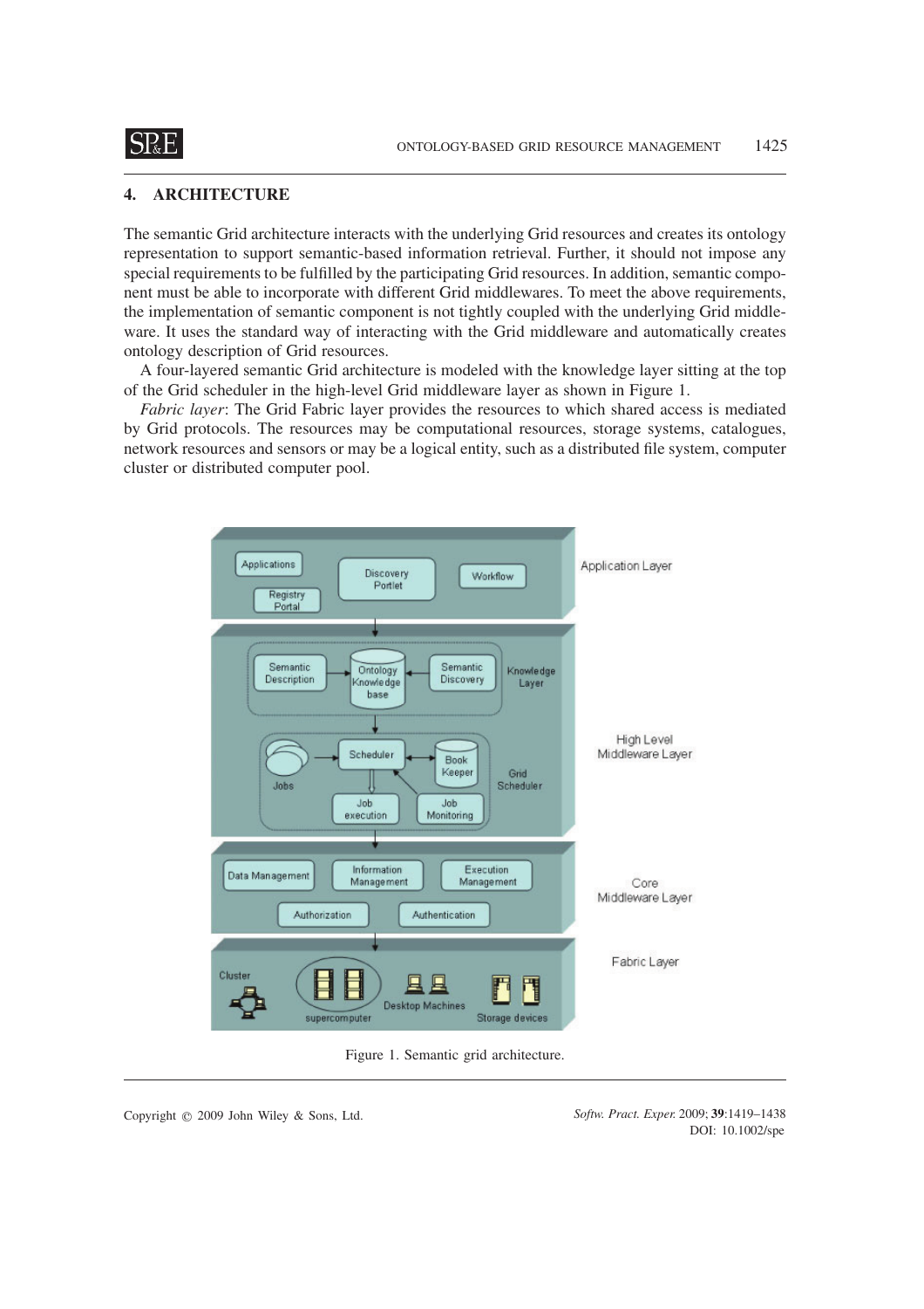## 4. ARCHITECTURE

The semantic Grid architecture interacts with the underlying Grid resources and creates its ontology representation to support semantic-based information retrieval. Further, it should not impose any special requirements to be fulfilled by the participating Grid resources. In addition, semantic component must be able to incorporate with different Grid middlewares. To meet the above requirements, the implementation of semantic component is not tightly coupled with the underlying Grid middleware. It uses the standard way of interacting with the Grid middleware and automatically creates ontology description of Grid resources.

A four-layered semantic Grid architecture is modeled with the knowledge layer sitting at the top of the Grid scheduler in the high-level Grid middleware layer as shown in Figure 1.

*Fabric layer*: The Grid Fabric layer provides the resources to which shared access is mediated by Grid protocols. The resources may be computational resources, storage systems, catalogues, network resources and sensors or may be a logical entity, such as a distributed file system, computer cluster or distributed computer pool.

Figure 1. Semantic grid architecture.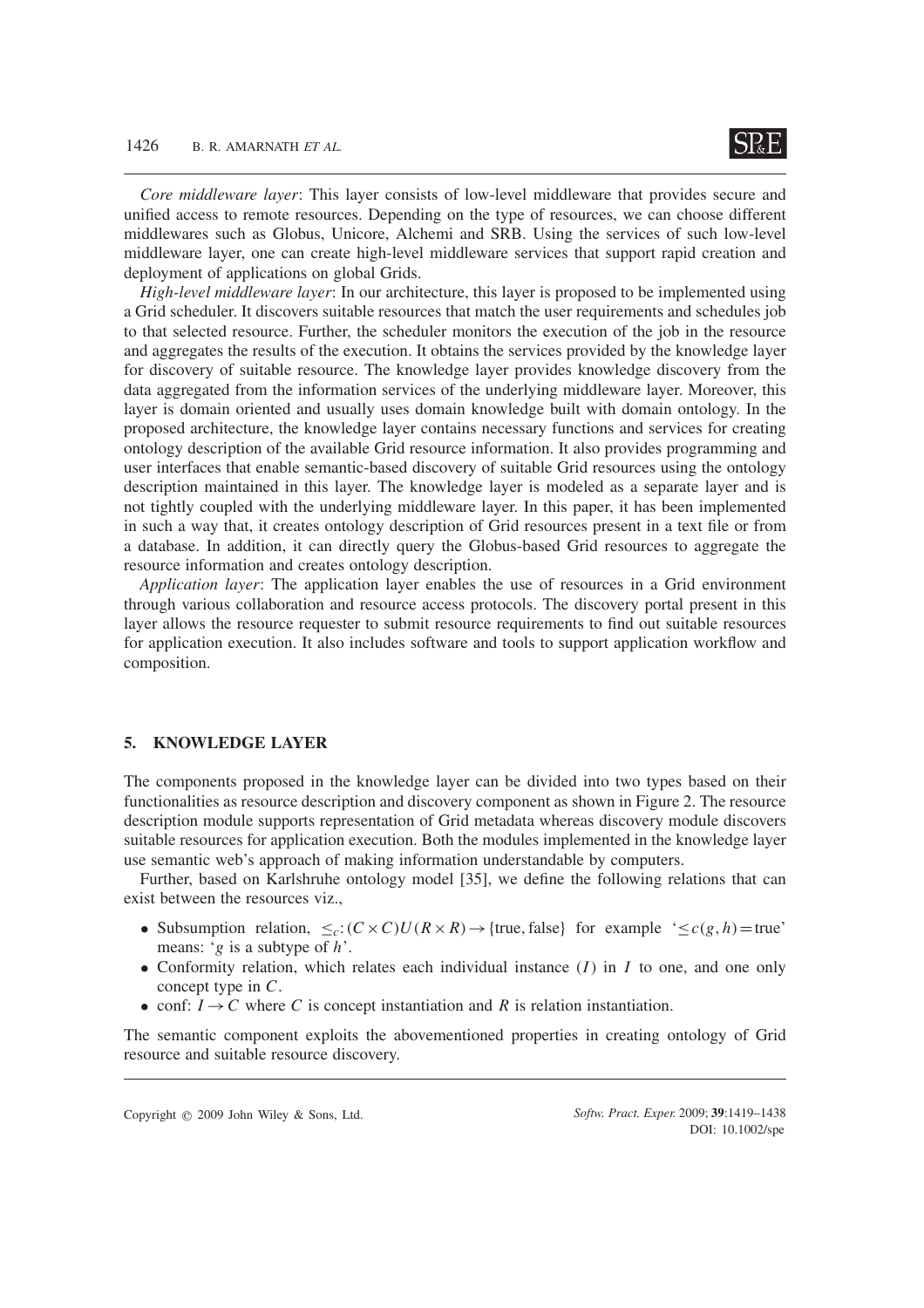*Core middleware layer*: This layer consists of low-level middleware that provides secure and unified access to remote resources. Depending on the type of resources, we can choose different middlewares such as Globus, Unicore, Alchemi and SRB. Using the services of such low-level middleware layer, one can create high-level middleware services that support rapid creation and deployment of applications on global Grids.

*High-level middleware layer*: In our architecture, this layer is proposed to be implemented using a Grid scheduler. It discovers suitable resources that match the user requirements and schedules job to that selected resource. Further, the scheduler monitors the execution of the job in the resource and aggregates the results of the execution. It obtains the services provided by the knowledge layer for discovery of suitable resource. The knowledge layer provides knowledge discovery from the data aggregated from the information services of the underlying middleware layer. Moreover, this layer is domain oriented and usually uses domain knowledge built with domain ontology. In the proposed architecture, the knowledge layer contains necessary functions and services for creating ontology description of the available Grid resource information. It also provides programming and user interfaces that enable semantic-based discovery of suitable Grid resources using the ontology description maintained in this layer. The knowledge layer is modeled as a separate layer and is not tightly coupled with the underlying middleware layer. In this paper, it has been implemented in such a way that, it creates ontology description of Grid resources present in a text file or from a database. In addition, it can directly query the Globus-based Grid resources to aggregate the resource information and creates ontology description.

*Application layer*: The application layer enables the use of resources in a Grid environment through various collaboration and resource access protocols. The discovery portal present in this layer allows the resource requester to submit resource requirements to find out suitable resources for application execution. It also includes software and tools to support application workflow and composition.

## 5. KNOWLEDGE LAYER

The components proposed in the knowledge layer can be divided into two types based on their functionalities as resource description and discovery component as shown in Figure 2. The resource description module supports representation of Grid metadata whereas discovery module discovers suitable resources for application execution. Both the modules implemented in the knowledge layer use semantic web's approach of making information understandable by computers.

Further, based on Karlshruhe ontology model [35], we define the following relations that can exist between the resources viz.,

- Subsumption relation, $\leq_c: (C \times C)U(R \times R) \rightarrow \{\text{true, false}\}$ for example '$\leq c(g, h) = \text{true}$' means: '$g$ is a subtype of $h$'.
- Conformity relation, which relates each individual instance $(I)$ in $I$ to one, and one only concept type in $C$.
- conf: $I \rightarrow C$ where $C$ is concept instantiation and $R$ is relation instantiation.

The semantic component exploits the abovementioned properties in creating ontology of Grid resource and suitable resource discovery.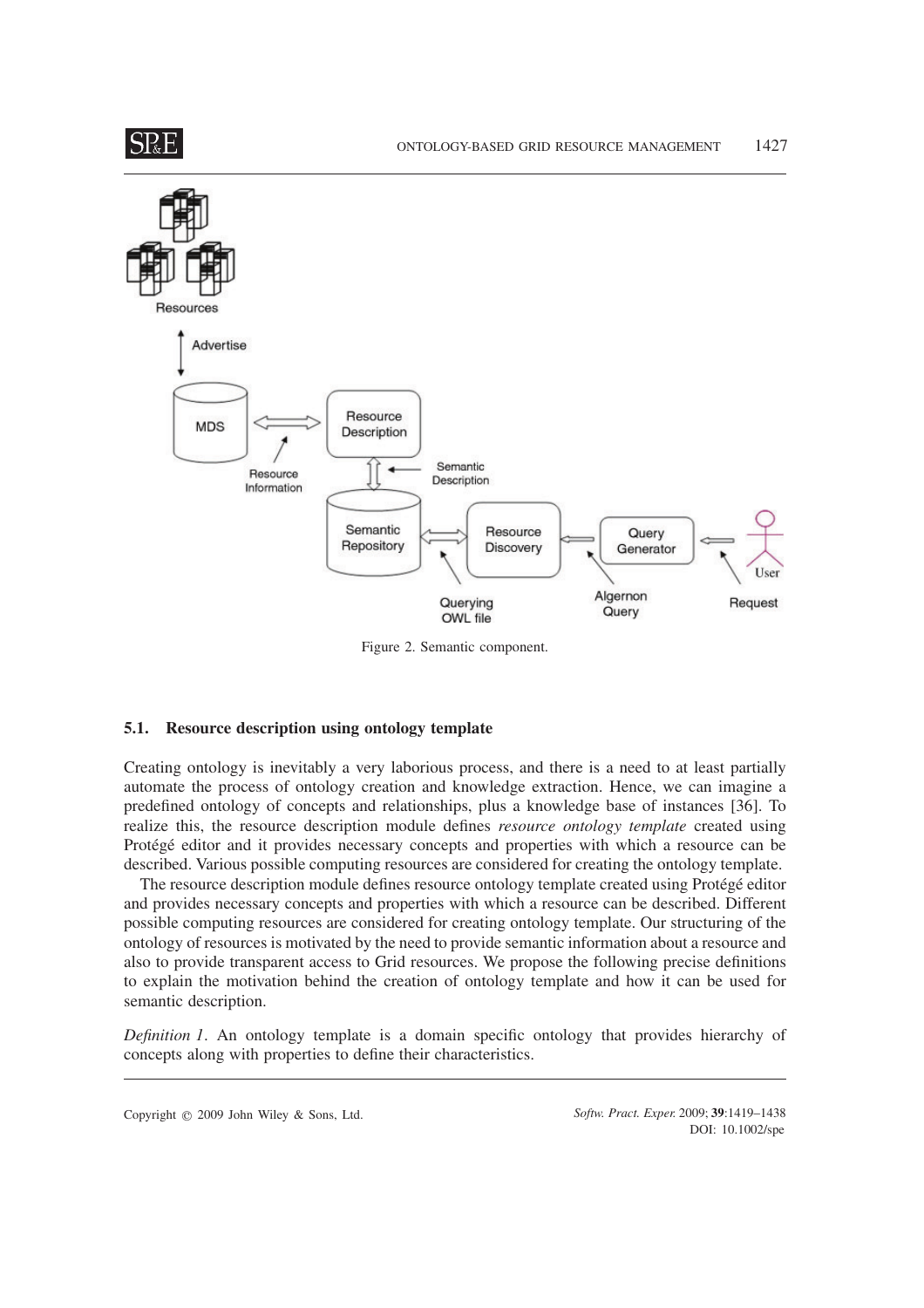Figure 2. Semantic component.

### 5.1. Resource description using ontology template

Creating ontology is inevitably a very laborious process, and there is a need to at least partially automate the process of ontology creation and knowledge extraction. Hence, we can imagine a predefined ontology of concepts and relationships, plus a knowledge base of instances [36]. To realize this, the resource description module defines *resource ontology template* created using Protégé editor and it provides necessary concepts and properties with which a resource can be described. Various possible computing resources are considered for creating the ontology template.

The resource description module defines resource ontology template created using Protégé editor and provides necessary concepts and properties with which a resource can be described. Different possible computing resources are considered for creating ontology template. Our structuring of the ontology of resources is motivated by the need to provide semantic information about a resource and also to provide transparent access to Grid resources. We propose the following precise definitions to explain the motivation behind the creation of ontology template and how it can be used for semantic description.

*Definition 1*. An ontology template is a domain specific ontology that provides hierarchy of concepts along with properties to define their characteristics.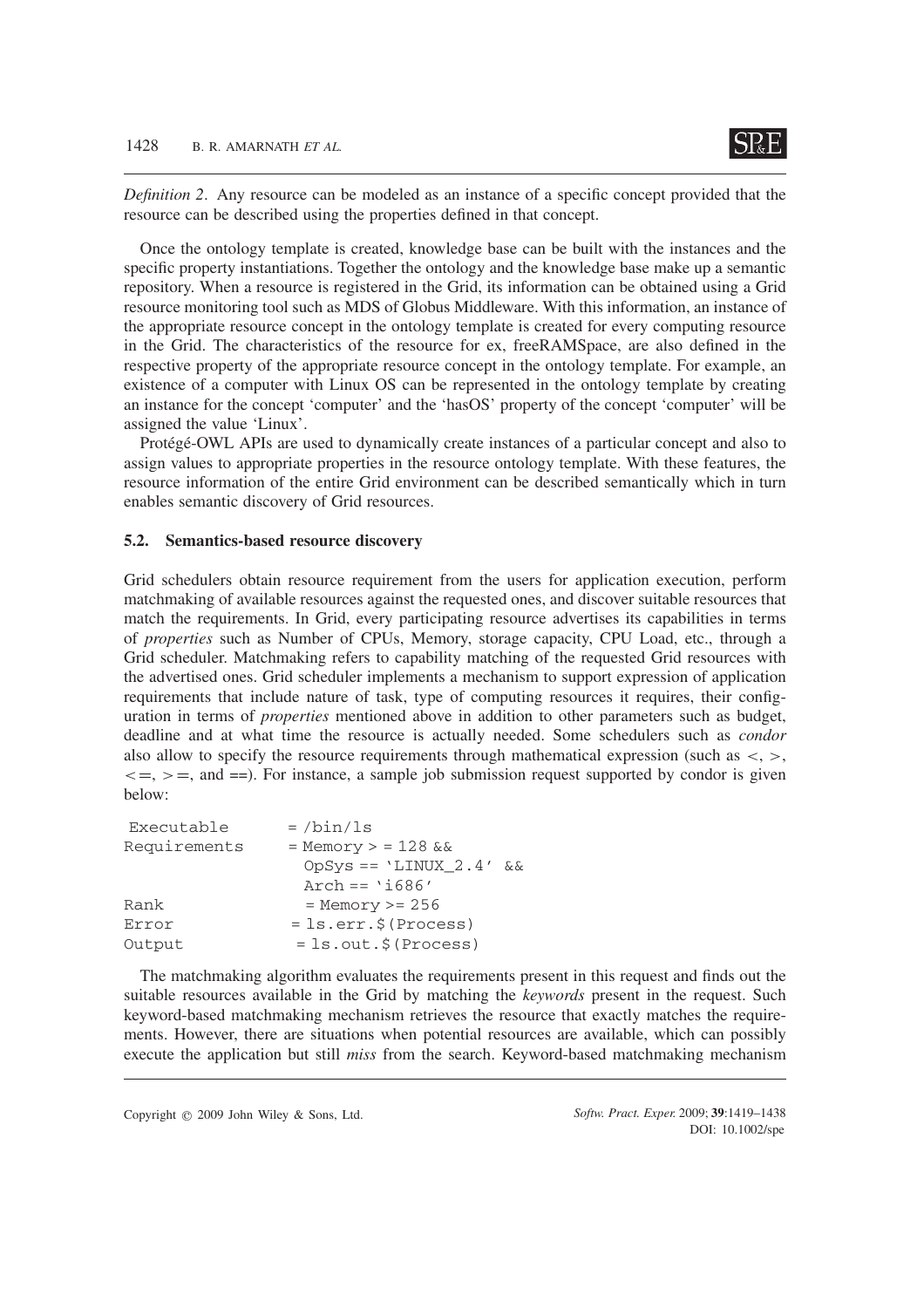*Definition 2*. Any resource can be modeled as an instance of a specific concept provided that the resource can be described using the properties defined in that concept.

Once the ontology template is created, knowledge base can be built with the instances and the specific property instantiations. Together the ontology and the knowledge base make up a semantic repository. When a resource is registered in the Grid, its information can be obtained using a Grid resource monitoring tool such as MDS of Globus Middleware. With this information, an instance of the appropriate resource concept in the ontology template is created for every computing resource in the Grid. The characteristics of the resource for ex, freeRAMSpace, are also defined in the respective property of the appropriate resource concept in the ontology template. For example, an existence of a computer with Linux OS can be represented in the ontology template by creating an instance for the concept 'computer' and the 'hasOS' property of the concept 'computer' will be assigned the value 'Linux'.

Protégé-OWL APIs are used to dynamically create instances of a particular concept and also to assign values to appropriate properties in the resource ontology template. With these features, the resource information of the entire Grid environment can be described semantically which in turn enables semantic discovery of Grid resources.

### 5.2. Semantics-based resource discovery

Grid schedulers obtain resource requirement from the users for application execution, perform matchmaking of available resources against the requested ones, and discover suitable resources that match the requirements. In Grid, every participating resource advertises its capabilities in terms of *properties* such as Number of CPUs, Memory, storage capacity, CPU Load, etc., through a Grid scheduler. Matchmaking refers to capability matching of the requested Grid resources with the advertised ones. Grid scheduler implements a mechanism to support expression of application requirements that include nature of task, type of computing resources it requires, their configuration in terms of *properties* mentioned above in addition to other parameters such as budget, deadline and at what time the resource is actually needed. Some schedulers such as *condor* also allow to specify the resource requirements through mathematical expression (such as <, >, <=, >=, and ==). For instance, a sample job submission request supported by condor is given below:

```
Executable      = /bin/ls
Requirements    = Memory > = 128 &&
                  OpSys == 'LINUX_2.4' &&
                  Arch == 'i686'
Rank            = Memory >= 256
Error           = ls.err.$(Process)
Output          = ls.out.$(Process)
```

The matchmaking algorithm evaluates the requirements present in this request and finds out the suitable resources available in the Grid by matching the *keywords* present in the request. Such keyword-based matchmaking mechanism retrieves the resource that exactly matches the requirements. However, there are situations when potential resources are available, which can possibly execute the application but still *miss* from the search. Keyword-based matchmaking mechanism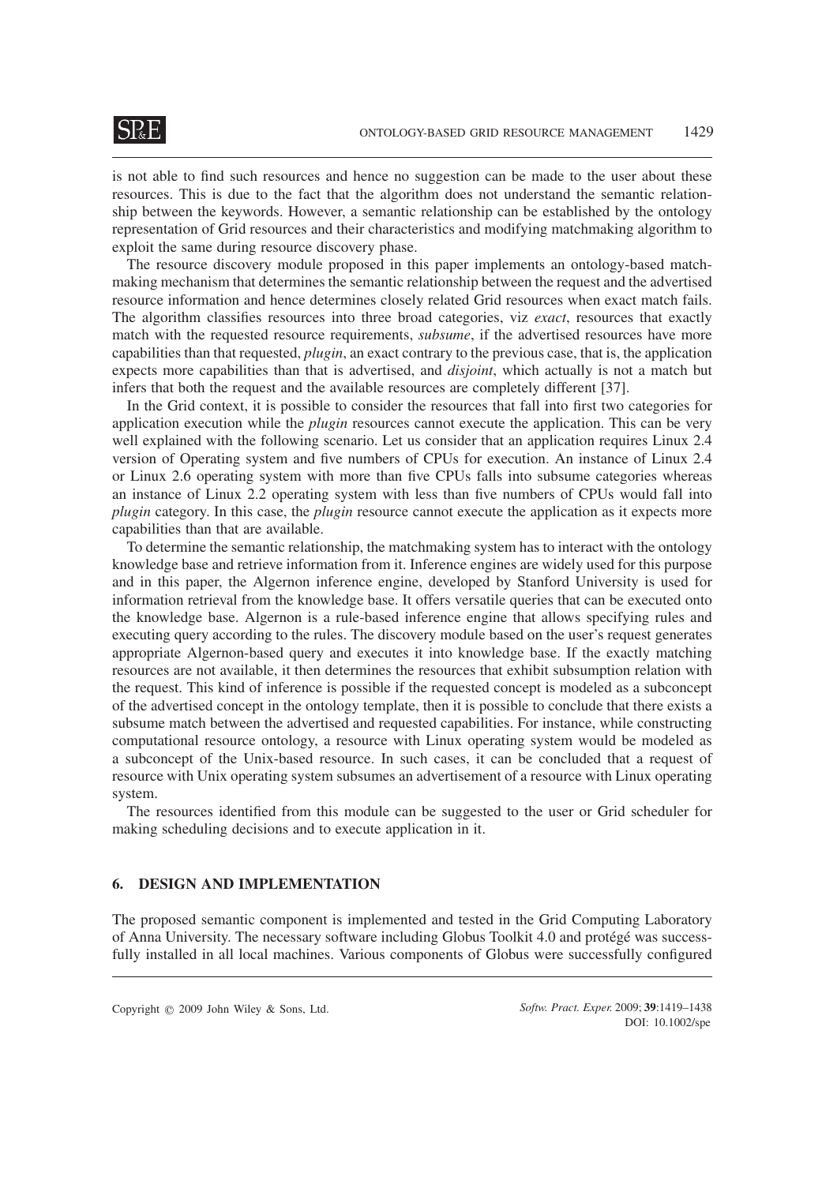is not able to find such resources and hence no suggestion can be made to the user about these resources. This is due to the fact that the algorithm does not understand the semantic relationship between the keywords. However, a semantic relationship can be established by the ontology representation of Grid resources and their characteristics and modifying matchmaking algorithm to exploit the same during resource discovery phase.

The resource discovery module proposed in this paper implements an ontology-based matchmaking mechanism that determines the semantic relationship between the request and the advertised resource information and hence determines closely related Grid resources when exact match fails. The algorithm classifies resources into three broad categories, viz *exact*, resources that exactly match with the requested resource requirements, *subsume*, if the advertised resources have more capabilities than that requested, *plugin*, an exact contrary to the previous case, that is, the application expects more capabilities than that is advertised, and *disjoint*, which actually is not a match but infers that both the request and the available resources are completely different [37].

In the Grid context, it is possible to consider the resources that fall into first two categories for application execution while the *plugin* resources cannot execute the application. This can be very well explained with the following scenario. Let us consider that an application requires Linux 2.4 version of Operating system and five numbers of CPUs for execution. An instance of Linux 2.4 or Linux 2.6 operating system with more than five CPUs falls into subsume categories whereas an instance of Linux 2.2 operating system with less than five numbers of CPUs would fall into *plugin* category. In this case, the *plugin* resource cannot execute the application as it expects more capabilities than that are available.

To determine the semantic relationship, the matchmaking system has to interact with the ontology knowledge base and retrieve information from it. Inference engines are widely used for this purpose and in this paper, the Algernon inference engine, developed by Stanford University is used for information retrieval from the knowledge base. It offers versatile queries that can be executed onto the knowledge base. Algernon is a rule-based inference engine that allows specifying rules and executing query according to the rules. The discovery module based on the user's request generates appropriate Algernon-based query and executes it into knowledge base. If the exactly matching resources are not available, it then determines the resources that exhibit subsumption relation with the request. This kind of inference is possible if the requested concept is modeled as a subconcept of the advertised concept in the ontology template, then it is possible to conclude that there exists a subsume match between the advertised and requested capabilities. For instance, while constructing computational resource ontology, a resource with Linux operating system would be modeled as a subconcept of the Unix-based resource. In such cases, it can be concluded that a request of resource with Unix operating system subsumes an advertisement of a resource with Linux operating system.

The resources identified from this module can be suggested to the user or Grid scheduler for making scheduling decisions and to execute application in it.

## 6. DESIGN AND IMPLEMENTATION

The proposed semantic component is implemented and tested in the Grid Computing Laboratory of Anna University. The necessary software including Globus Toolkit 4.0 and protégé was successfully installed in all local machines. Various components of Globus were successfully configured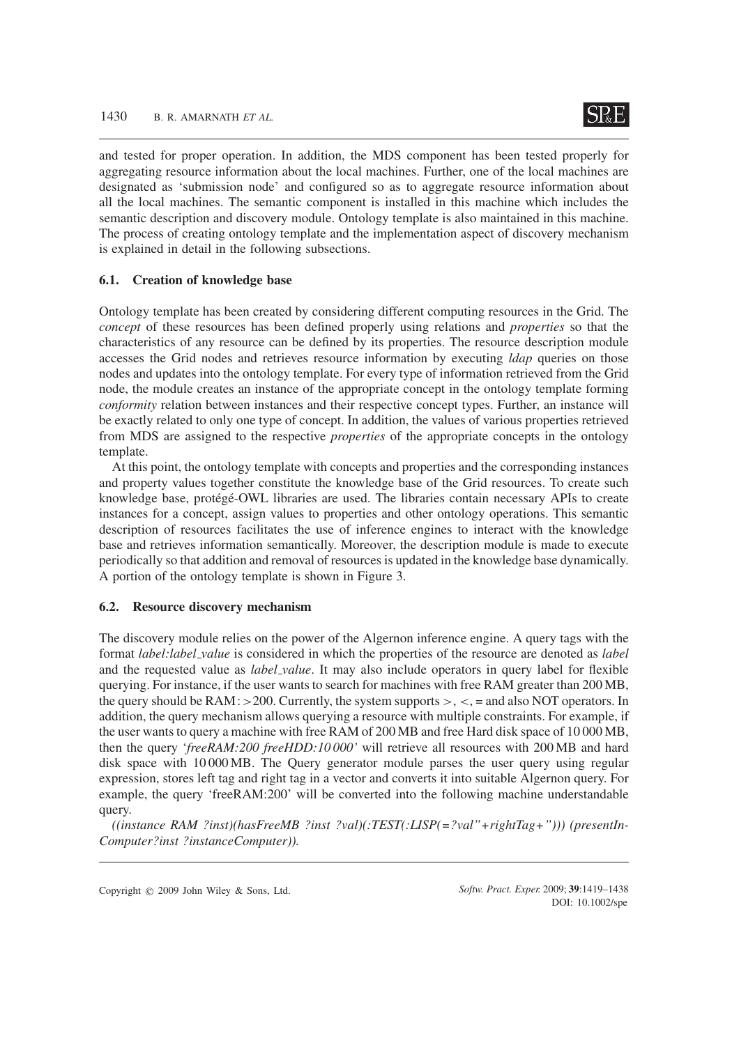and tested for proper operation. In addition, the MDS component has been tested properly for aggregating resource information about the local machines. Further, one of the local machines are designated as 'submission node' and configured so as to aggregate resource information about all the local machines. The semantic component is installed in this machine which includes the semantic description and discovery module. Ontology template is also maintained in this machine. The process of creating ontology template and the implementation aspect of discovery mechanism is explained in detail in the following subsections.

### 6.1. Creation of knowledge base

Ontology template has been created by considering different computing resources in the Grid. The *concept* of these resources has been defined properly using relations and *properties* so that the characteristics of any resource can be defined by its properties. The resource description module accesses the Grid nodes and retrieves resource information by executing *ldap* queries on those nodes and updates into the ontology template. For every type of information retrieved from the Grid node, the module creates an instance of the appropriate concept in the ontology template forming *conformity* relation between instances and their respective concept types. Further, an instance will be exactly related to only one type of concept. In addition, the values of various properties retrieved from MDS are assigned to the respective *properties* of the appropriate concepts in the ontology template.

At this point, the ontology template with concepts and properties and the corresponding instances and property values together constitute the knowledge base of the Grid resources. To create such knowledge base, protégé-OWL libraries are used. The libraries contain necessary APIs to create instances for a concept, assign values to properties and other ontology operations. This semantic description of resources facilitates the use of inference engines to interact with the knowledge base and retrieves information semantically. Moreover, the description module is made to execute periodically so that addition and removal of resources is updated in the knowledge base dynamically. A portion of the ontology template is shown in Figure 3.

### 6.2. Resource discovery mechanism

The discovery module relies on the power of the Algernon inference engine. A query tags with the format *label:label_value* is considered in which the properties of the resource are denoted as *label* and the requested value as *label_value*. It may also include operators in query label for flexible querying. For instance, if the user wants to search for machines with free RAM greater than 200 MB, the query should be RAM: >200. Currently, the system supports >, <, = and also NOT operators. In addition, the query mechanism allows querying a resource with multiple constraints. For example, if the user wants to query a machine with free RAM of 200 MB and free Hard disk space of 10 000 MB, then the query '*freeRAM:200 freeHDD:10 000'* will retrieve all resources with 200 MB and hard disk space with 10 000 MB. The Query generator module parses the user query using regular expression, stores left tag and right tag in a vector and converts it into suitable Algernon query. For example, the query 'freeRAM:200' will be converted into the following machine understandable query.

*((instance RAM ?inst)(hasFreeMB ?inst ?val)(:TEST(:LISP(=?val"+rightTag+"))) (presentIn-Computer?inst ?instanceComputer)).*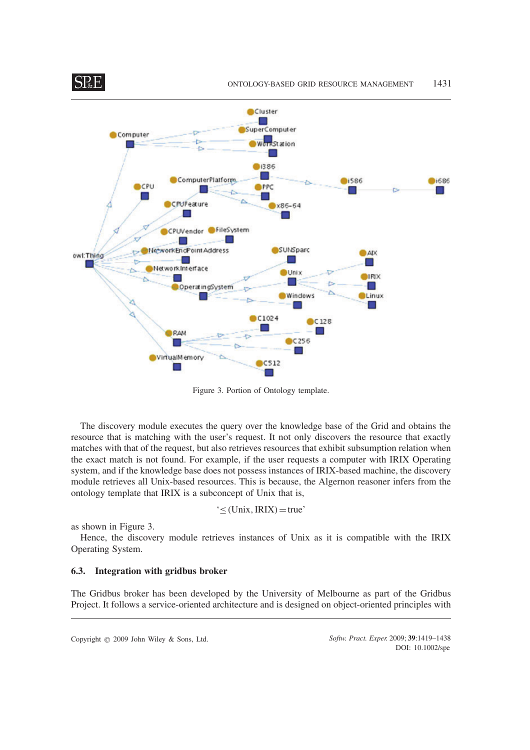Figure 3. Portion of Ontology template.

The discovery module executes the query over the knowledge base of the Grid and obtains the resource that is matching with the user's request. It not only discovers the resource that exactly matches with that of the request, but also retrieves resources that exhibit subsumption relation when the exact match is not found. For example, if the user requests a computer with IRIX Operating system, and if the knowledge base does not possess instances of IRIX-based machine, the discovery module retrieves all Unix-based resources. This is because, the Algernon reasoner infers from the ontology template that IRIX is a subconcept of Unix that is,

$$\text{'}\leq(\text{Unix}, \text{IRIX}) = \text{true'}$$

as shown in Figure 3.

Hence, the discovery module retrieves instances of Unix as it is compatible with the IRIX Operating System.

### 6.3. Integration with gridbus broker

The Gridbus broker has been developed by the University of Melbourne as part of the Gridbus Project. It follows a service-oriented architecture and is designed on object-oriented principles with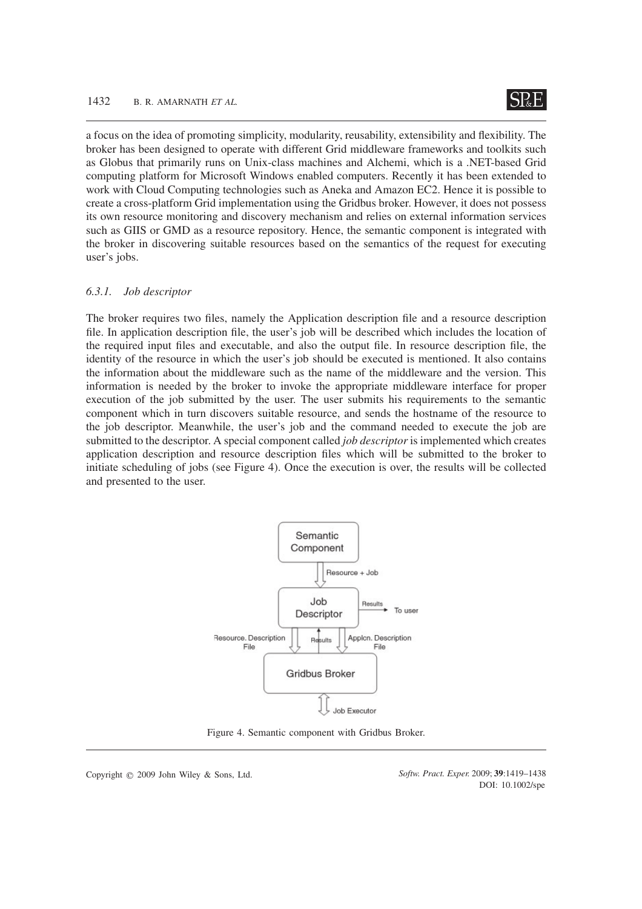a focus on the idea of promoting simplicity, modularity, reusability, extensibility and flexibility. The broker has been designed to operate with different Grid middleware frameworks and toolkits such as Globus that primarily runs on Unix-class machines and Alchemi, which is a .NET-based Grid computing platform for Microsoft Windows enabled computers. Recently it has been extended to work with Cloud Computing technologies such as Aneka and Amazon EC2. Hence it is possible to create a cross-platform Grid implementation using the Gridbus broker. However, it does not possess its own resource monitoring and discovery mechanism and relies on external information services such as GIIS or GMD as a resource repository. Hence, the semantic component is integrated with the broker in discovering suitable resources based on the semantics of the request for executing user's jobs.

#### *6.3.1. Job descriptor*

The broker requires two files, namely the Application description file and a resource description file. In application description file, the user's job will be described which includes the location of the required input files and executable, and also the output file. In resource description file, the identity of the resource in which the user's job should be executed is mentioned. It also contains the information about the middleware such as the name of the middleware and the version. This information is needed by the broker to invoke the appropriate middleware interface for proper execution of the job submitted by the user. The user submits his requirements to the semantic component which in turn discovers suitable resource, and sends the hostname of the resource to the job descriptor. Meanwhile, the user's job and the command needed to execute the job are submitted to the descriptor. A special component called *job descriptor* is implemented which creates application description and resource description files which will be submitted to the broker to initiate scheduling of jobs (see Figure 4). Once the execution is over, the results will be collected and presented to the user.

Figure 4. Semantic component with Gridbus Broker.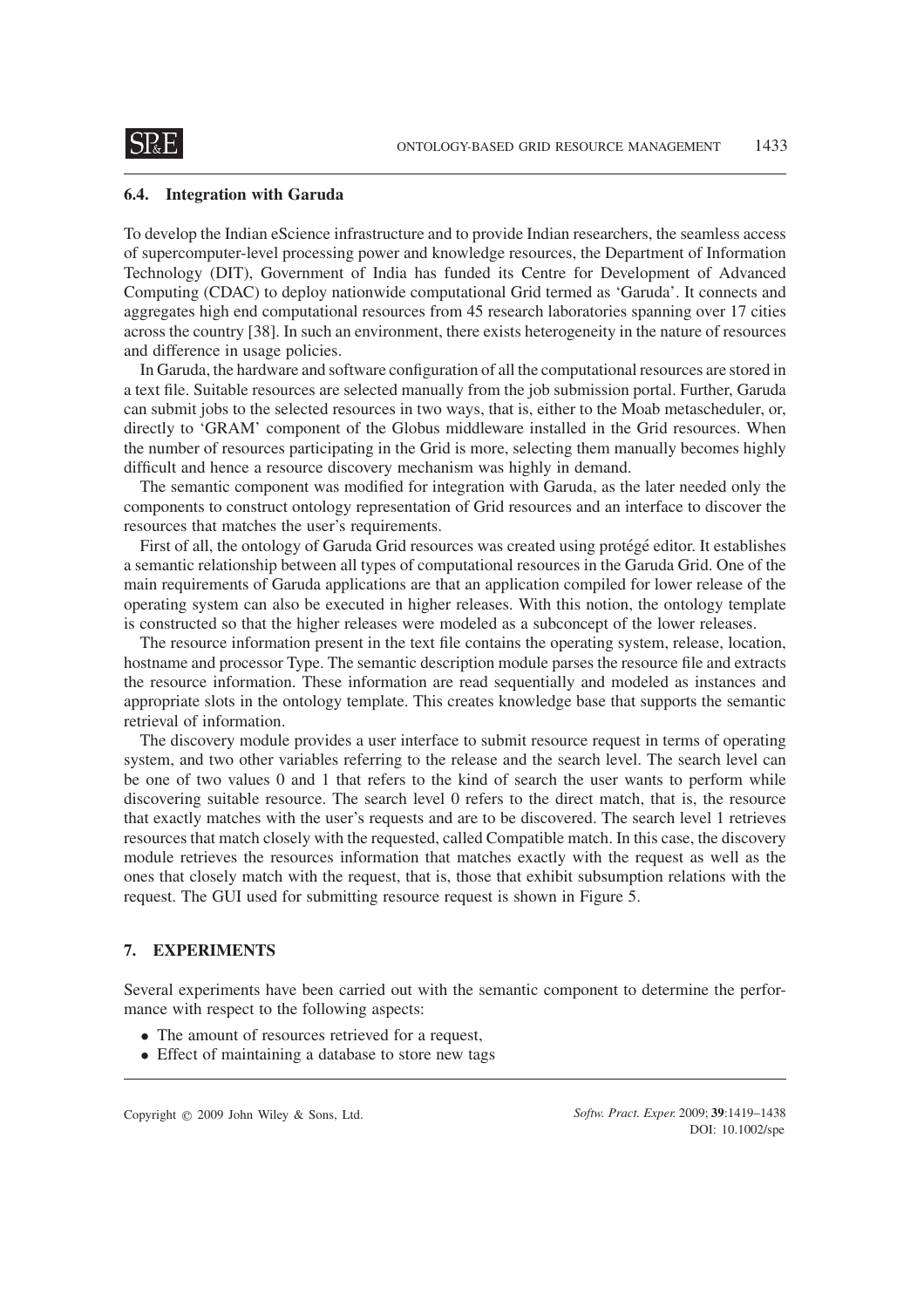### 6.4. Integration with Garuda

To develop the Indian eScience infrastructure and to provide Indian researchers, the seamless access of supercomputer-level processing power and knowledge resources, the Department of Information Technology (DIT), Government of India has funded its Centre for Development of Advanced Computing (CDAC) to deploy nationwide computational Grid termed as 'Garuda'. It connects and aggregates high end computational resources from 45 research laboratories spanning over 17 cities across the country [38]. In such an environment, there exists heterogeneity in the nature of resources and difference in usage policies.

In Garuda, the hardware and software configuration of all the computational resources are stored in a text file. Suitable resources are selected manually from the job submission portal. Further, Garuda can submit jobs to the selected resources in two ways, that is, either to the Moab metascheduler, or, directly to 'GRAM' component of the Globus middleware installed in the Grid resources. When the number of resources participating in the Grid is more, selecting them manually becomes highly difficult and hence a resource discovery mechanism was highly in demand.

The semantic component was modified for integration with Garuda, as the later needed only the components to construct ontology representation of Grid resources and an interface to discover the resources that matches the user's requirements.

First of all, the ontology of Garuda Grid resources was created using protégé editor. It establishes a semantic relationship between all types of computational resources in the Garuda Grid. One of the main requirements of Garuda applications are that an application compiled for lower release of the operating system can also be executed in higher releases. With this notion, the ontology template is constructed so that the higher releases were modeled as a subconcept of the lower releases.

The resource information present in the text file contains the operating system, release, location, hostname and processor Type. The semantic description module parses the resource file and extracts the resource information. These information are read sequentially and modeled as instances and appropriate slots in the ontology template. This creates knowledge base that supports the semantic retrieval of information.

The discovery module provides a user interface to submit resource request in terms of operating system, and two other variables referring to the release and the search level. The search level can be one of two values 0 and 1 that refers to the kind of search the user wants to perform while discovering suitable resource. The search level 0 refers to the direct match, that is, the resource that exactly matches with the user's requests and are to be discovered. The search level 1 retrieves resources that match closely with the requested, called Compatible match. In this case, the discovery module retrieves the resources information that matches exactly with the request as well as the ones that closely match with the request, that is, those that exhibit subsumption relations with the request. The GUI used for submitting resource request is shown in Figure 5.

## 7. EXPERIMENTS

Several experiments have been carried out with the semantic component to determine the performance with respect to the following aspects:

- The amount of resources retrieved for a request,
- Effect of maintaining a database to store new tags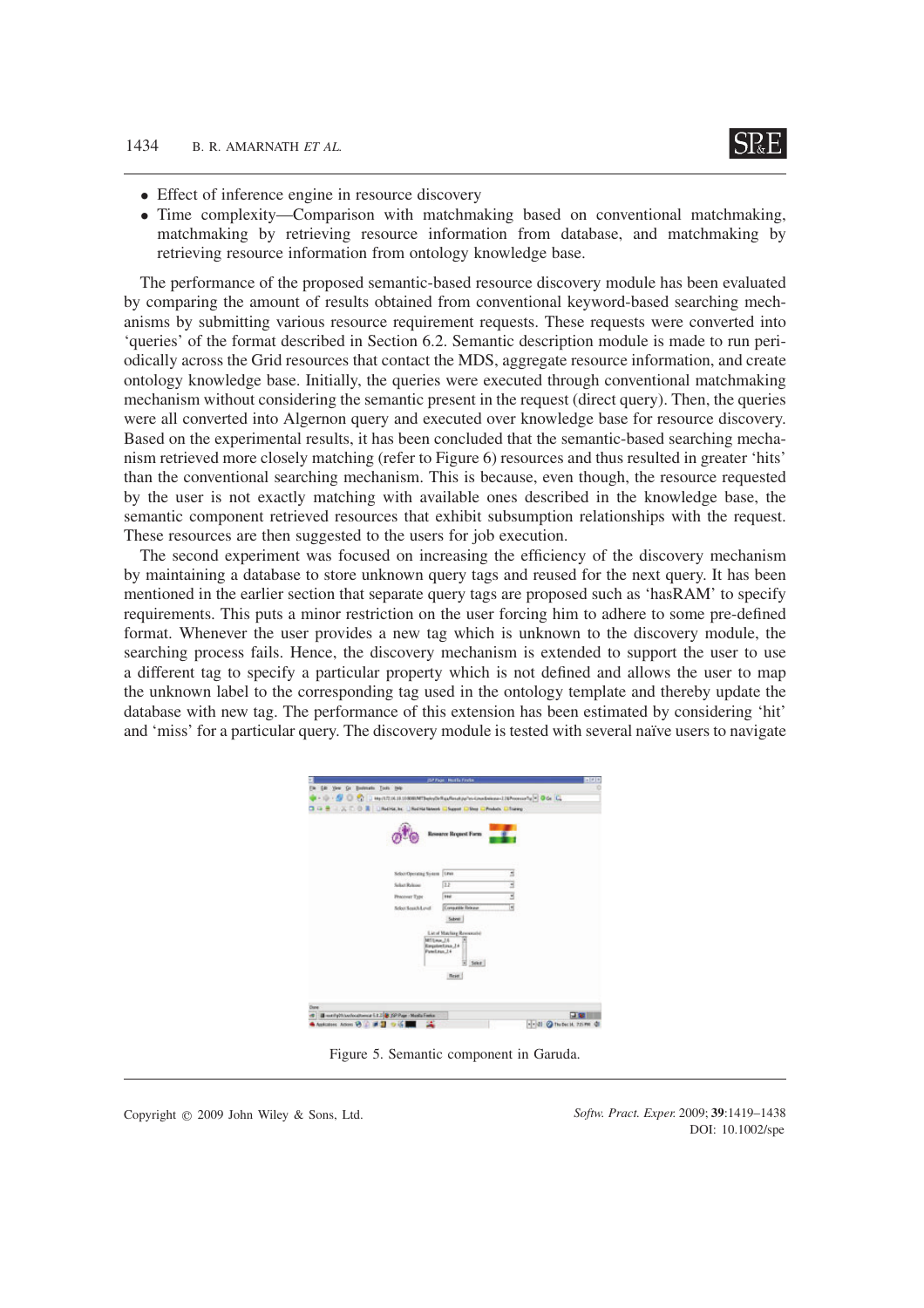- Effect of inference engine in resource discovery
- Time complexity—Comparison with matchmaking based on conventional matchmaking, matchmaking by retrieving resource information from database, and matchmaking by retrieving resource information from ontology knowledge base.

The performance of the proposed semantic-based resource discovery module has been evaluated by comparing the amount of results obtained from conventional keyword-based searching mechanisms by submitting various resource requirement requests. These requests were converted into 'queries' of the format described in Section 6.2. Semantic description module is made to run periodically across the Grid resources that contact the MDS, aggregate resource information, and create ontology knowledge base. Initially, the queries were executed through conventional matchmaking mechanism without considering the semantic present in the request (direct query). Then, the queries were all converted into Algernon query and executed over knowledge base for resource discovery. Based on the experimental results, it has been concluded that the semantic-based searching mechanism retrieved more closely matching (refer to Figure 6) resources and thus resulted in greater 'hits' than the conventional searching mechanism. This is because, even though, the resource requested by the user is not exactly matching with available ones described in the knowledge base, the semantic component retrieved resources that exhibit subsumption relationships with the request. These resources are then suggested to the users for job execution.

The second experiment was focused on increasing the efficiency of the discovery mechanism by maintaining a database to store unknown query tags and reused for the next query. It has been mentioned in the earlier section that separate query tags are proposed such as 'hasRAM' to specify requirements. This puts a minor restriction on the user forcing him to adhere to some pre-defined format. Whenever the user provides a new tag which is unknown to the discovery module, the searching process fails. Hence, the discovery mechanism is extended to support the user to use a different tag to specify a particular property which is not defined and allows the user to map the unknown label to the corresponding tag used in the ontology template and thereby update the database with new tag. The performance of this extension has been estimated by considering 'hit' and 'miss' for a particular query. The discovery module is tested with several naïve users to navigate

Figure 5. Semantic component in Garuda.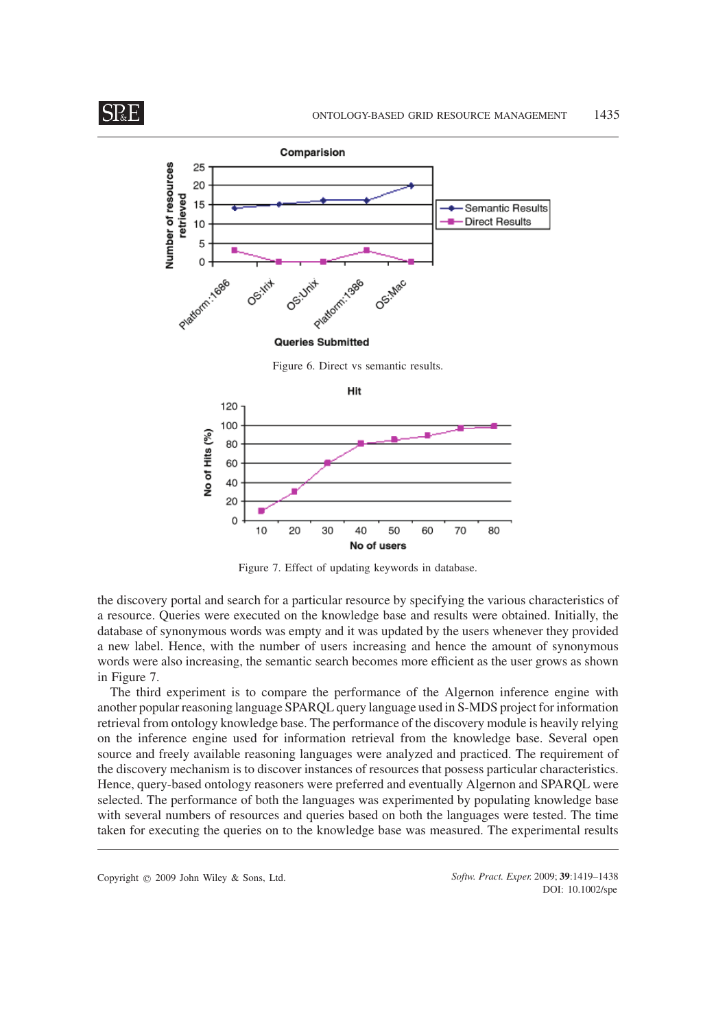Figure 6. Direct vs semantic results.

Figure 7. Effect of updating keywords in database.

the discovery portal and search for a particular resource by specifying the various characteristics of a resource. Queries were executed on the knowledge base and results were obtained. Initially, the database of synonymous words was empty and it was updated by the users whenever they provided a new label. Hence, with the number of users increasing and hence the amount of synonymous words were also increasing, the semantic search becomes more efficient as the user grows as shown in Figure 7.

The third experiment is to compare the performance of the Algernon inference engine with another popular reasoning language SPARQL query language used in S-MDS project for information retrieval from ontology knowledge base. The performance of the discovery module is heavily relying on the inference engine used for information retrieval from the knowledge base. Several open source and freely available reasoning languages were analyzed and practiced. The requirement of the discovery mechanism is to discover instances of resources that possess particular characteristics. Hence, query-based ontology reasoners were preferred and eventually Algernon and SPARQL were selected. The performance of both the languages was experimented by populating knowledge base with several numbers of resources and queries based on both the languages were tested. The time taken for executing the queries on to the knowledge base was measured. The experimental results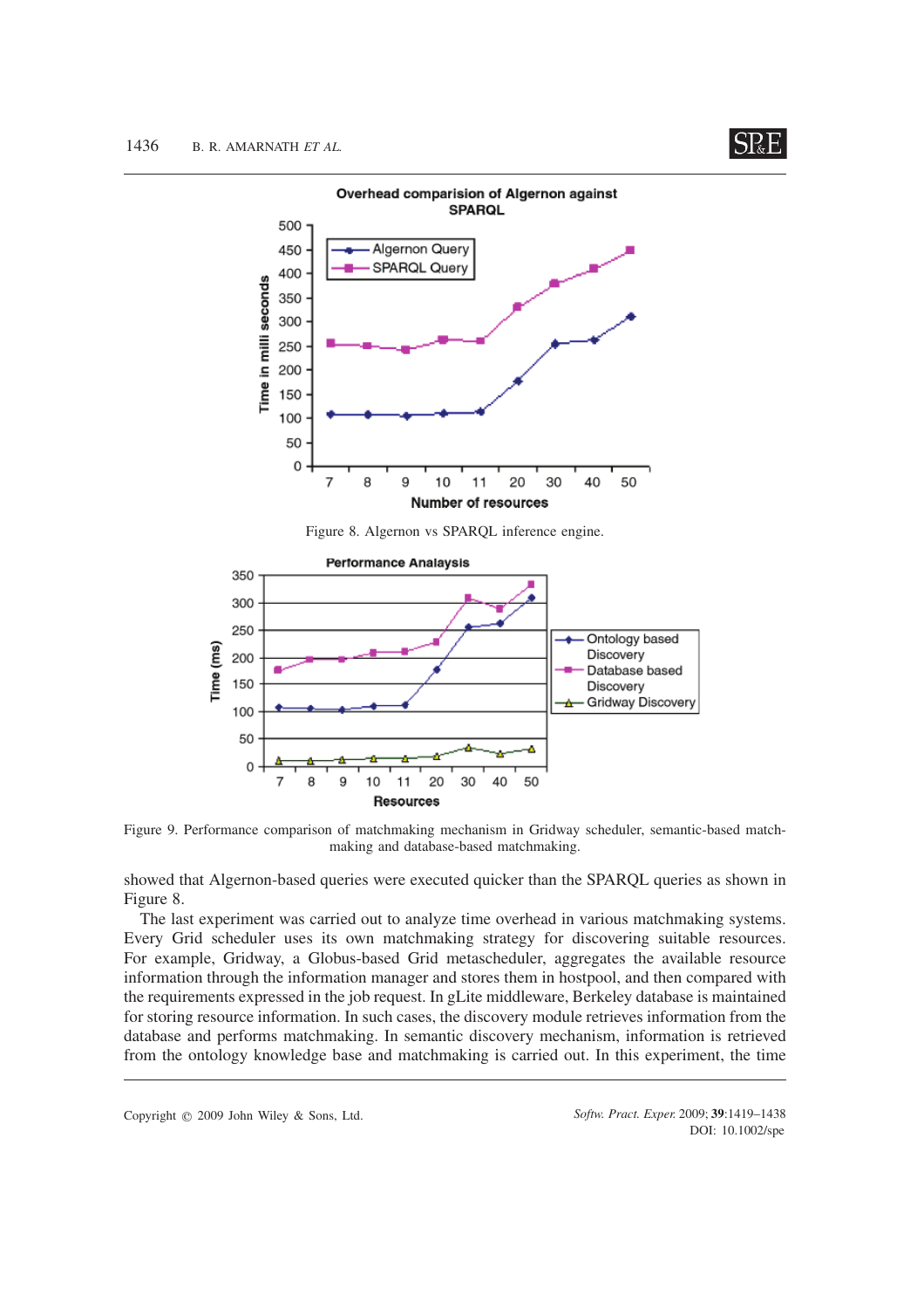Figure 8. Algernon vs SPARQL inference engine.

Figure 9. Performance comparison of matchmaking mechanism in Gridway scheduler, semantic-based matchmaking and database-based matchmaking.

showed that Algernon-based queries were executed quicker than the SPARQL queries as shown in Figure 8.

The last experiment was carried out to analyze time overhead in various matchmaking systems. Every Grid scheduler uses its own matchmaking strategy for discovering suitable resources. For example, Gridway, a Globus-based Grid metascheduler, aggregates the available resource information through the information manager and stores them in hostpool, and then compared with the requirements expressed in the job request. In gLite middleware, Berkeley database is maintained for storing resource information. In such cases, the discovery module retrieves information from the database and performs matchmaking. In semantic discovery mechanism, information is retrieved from the ontology knowledge base and matchmaking is carried out. In this experiment, the time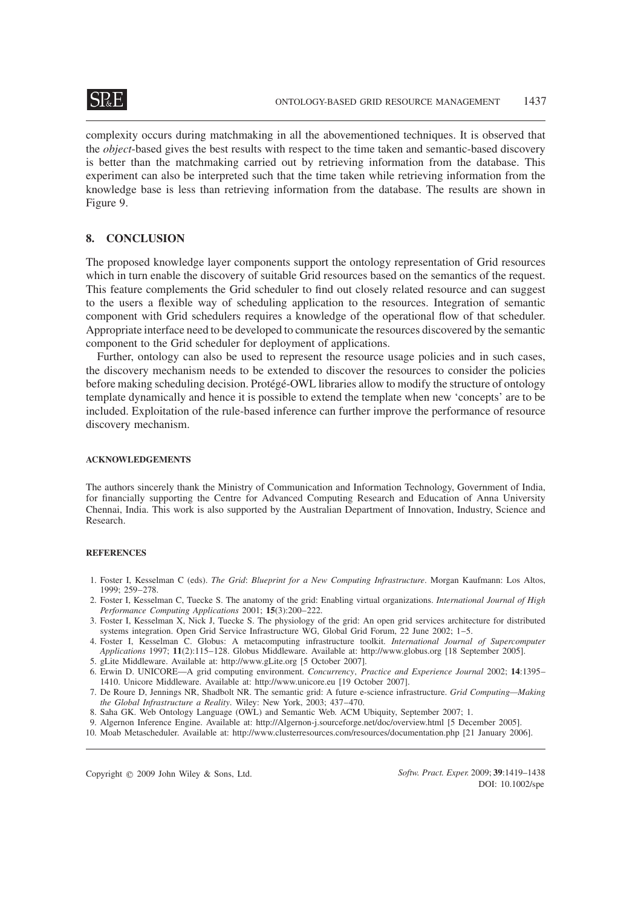complexity occurs during matchmaking in all the abovementioned techniques. It is observed that the *object*-based gives the best results with respect to the time taken and semantic-based discovery is better than the matchmaking carried out by retrieving information from the database. This experiment can also be interpreted such that the time taken while retrieving information from the knowledge base is less than retrieving information from the database. The results are shown in Figure 9.

## 8. CONCLUSION

The proposed knowledge layer components support the ontology representation of Grid resources which in turn enable the discovery of suitable Grid resources based on the semantics of the request. This feature complements the Grid scheduler to find out closely related resource and can suggest to the users a flexible way of scheduling application to the resources. Integration of semantic component with Grid schedulers requires a knowledge of the operational flow of that scheduler. Appropriate interface need to be developed to communicate the resources discovered by the semantic component to the Grid scheduler for deployment of applications.

Further, ontology can also be used to represent the resource usage policies and in such cases, the discovery mechanism needs to be extended to discover the resources to consider the policies before making scheduling decision. Protégé-OWL libraries allow to modify the structure of ontology template dynamically and hence it is possible to extend the template when new 'concepts' are to be included. Exploitation of the rule-based inference can further improve the performance of resource discovery mechanism.

#### ACKNOWLEDGEMENTS

The authors sincerely thank the Ministry of Communication and Information Technology, Government of India, for financially supporting the Centre for Advanced Computing Research and Education of Anna University Chennai, India. This work is also supported by the Australian Department of Innovation, Industry, Science and Research.

#### REFERENCES

1. Foster I, Kesselman C (eds). *The Grid*: *Blueprint for a New Computing Infrastructure*. Morgan Kaufmann: Los Altos, 1999; 259–278.
2. Foster I, Kesselman C, Tuecke S. The anatomy of the grid: Enabling virtual organizations. *International Journal of High Performance Computing Applications* 2001; **15**(3):200–222.
3. Foster I, Kesselman X, Nick J, Tuecke S. The physiology of the grid: An open grid services architecture for distributed systems integration. Open Grid Service Infrastructure WG, Global Grid Forum, 22 June 2002; 1–5.
4. Foster I, Kesselman C. Globus: A metacomputing infrastructure toolkit. *International Journal of Supercomputer Applications* 1997; **11**(2):115–128. Globus Middleware. Available at: http://www.globus.org [18 September 2005].
5. gLite Middleware. Available at: http://www.gLite.org [5 October 2007].
6. Erwin D. UNICORE—A grid computing environment. *Concurrency*, *Practice and Experience Journal* 2002; **14**:1395–1410. Unicore Middleware. Available at: http://www.unicore.eu [19 October 2007].
7. De Roure D, Jennings NR, Shadbolt NR. The semantic grid: A future e-science infrastructure. *Grid Computing—Making the Global Infrastructure a Reality*. Wiley: New York, 2003; 437–470.
8. Saha GK. Web Ontology Language (OWL) and Semantic Web. ACM Ubiquity, September 2007; 1.
9. Algernon Inference Engine. Available at: http://Algernon-j.sourceforge.net/doc/overview.html [5 December 2005].
10. Moab Metascheduler. Available at: http://www.clusterresources.com/resources/documentation.php [21 January 2006].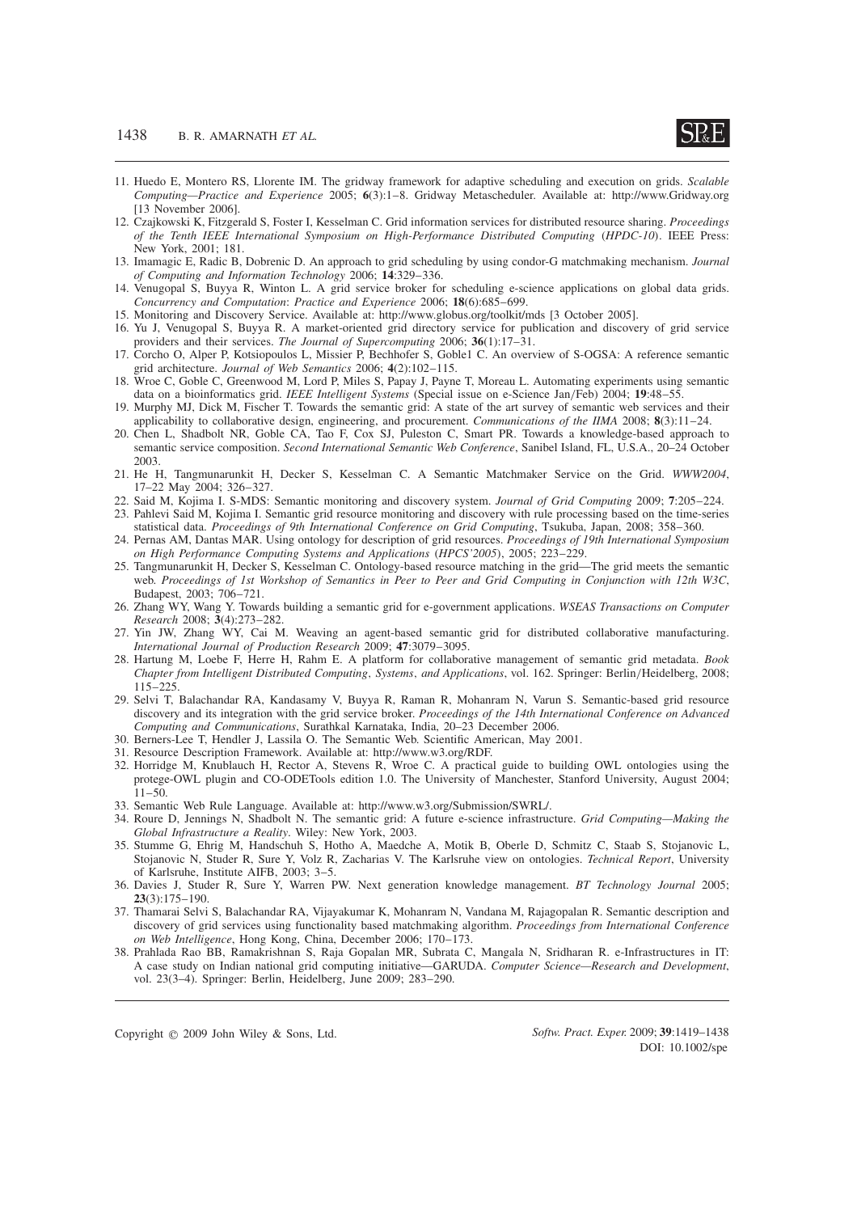11. Huedo E, Montero RS, Llorente IM. The gridway framework for adaptive scheduling and execution on grids. *Scalable Computing—Practice and Experience* 2005; **6**(3):1–8. Gridway Metascheduler. Available at: http://www.Gridway.org [13 November 2006].
12. Czajkowski K, Fitzgerald S, Foster I, Kesselman C. Grid information services for distributed resource sharing. *Proceedings of the Tenth IEEE International Symposium on High-Performance Distributed Computing* (*HPDC-10*). IEEE Press: New York, 2001; 181.
13. Imamagic E, Radic B, Dobrenic D. An approach to grid scheduling by using condor-G matchmaking mechanism. *Journal of Computing and Information Technology* 2006; **14**:329–336.
14. Venugopal S, Buyya R, Winton L. A grid service broker for scheduling e-science applications on global data grids. *Concurrency and Computation*: *Practice and Experience* 2006; **18**(6):685–699.
15. Monitoring and Discovery Service. Available at: http://www.globus.org/toolkit/mds [3 October 2005].
16. Yu J, Venugopal S, Buyya R. A market-oriented grid directory service for publication and discovery of grid service providers and their services. *The Journal of Supercomputing* 2006; **36**(1):17–31.
17. Corcho O, Alper P, Kotsiopoulos L, Missier P, Bechhofer S, Goble1 C. An overview of S-OGSA: A reference semantic grid architecture. *Journal of Web Semantics* 2006; **4**(2):102–115.
18. Wroe C, Goble C, Greenwood M, Lord P, Miles S, Papay J, Payne T, Moreau L. Automating experiments using semantic data on a bioinformatics grid. *IEEE Intelligent Systems* (Special issue on e-Science Jan/Feb) 2004; **19**:48–55.
19. Murphy MJ, Dick M, Fischer T. Towards the semantic grid: A state of the art survey of semantic web services and their applicability to collaborative design, engineering, and procurement. *Communications of the IIMA* 2008; **8**(3):11–24.
20. Chen L, Shadbolt NR, Goble CA, Tao F, Cox SJ, Puleston C, Smart PR. Towards a knowledge-based approach to semantic service composition. *Second International Semantic Web Conference*, Sanibel Island, FL, U.S.A., 20–24 October 2003.
21. He H, Tangmunarunkit H, Decker S, Kesselman C. A Semantic Matchmaker Service on the Grid. *WWW2004*, 17–22 May 2004; 326–327.
22. Said M, Kojima I. S-MDS: Semantic monitoring and discovery system. *Journal of Grid Computing* 2009; **7**:205–224.
23. Pahlevi Said M, Kojima I. Semantic grid resource monitoring and discovery with rule processing based on the time-series statistical data. *Proceedings of 9th International Conference on Grid Computing*, Tsukuba, Japan, 2008; 358–360.
24. Pernas AM, Dantas MAR. Using ontology for description of grid resources. *Proceedings of 19th International Symposium on High Performance Computing Systems and Applications* (*HPCS'2005*), 2005; 223–229.
25. Tangmunarunkit H, Decker S, Kesselman C. Ontology-based resource matching in the grid—The grid meets the semantic web. *Proceedings of 1st Workshop of Semantics in Peer to Peer and Grid Computing in Conjunction with 12th W3C*, Budapest, 2003; 706–721.
26. Zhang WY, Wang Y. Towards building a semantic grid for e-government applications. *WSEAS Transactions on Computer Research* 2008; **3**(4):273–282.
27. Yin JW, Zhang WY, Cai M. Weaving an agent-based semantic grid for distributed collaborative manufacturing. *International Journal of Production Research* 2009; **47**:3079–3095.
28. Hartung M, Loebe F, Herre H, Rahm E. A platform for collaborative management of semantic grid metadata. *Book Chapter from Intelligent Distributed Computing*, *Systems*, *and Applications*, vol. 162. Springer: Berlin/Heidelberg, 2008; 115–225.
29. Selvi T, Balachandar RA, Kandasamy V, Buyya R, Raman R, Mohanram N, Varun S. Semantic-based grid resource discovery and its integration with the grid service broker. *Proceedings of the 14th International Conference on Advanced Computing and Communications*, Surathkal Karnataka, India, 20–23 December 2006.
30. Berners-Lee T, Hendler J, Lassila O. The Semantic Web. Scientific American, May 2001.
31. Resource Description Framework. Available at: http://www.w3.org/RDF.
32. Horridge M, Knublauch H, Rector A, Stevens R, Wroe C. A practical guide to building OWL ontologies using the protege-OWL plugin and CO-ODETools edition 1.0. The University of Manchester, Stanford University, August 2004; 11–50.
33. Semantic Web Rule Language. Available at: http://www.w3.org/Submission/SWRL/.
34. Roure D, Jennings N, Shadbolt N. The semantic grid: A future e-science infrastructure. *Grid Computing—Making the Global Infrastructure a Reality*. Wiley: New York, 2003.
35. Stumme G, Ehrig M, Handschuh S, Hotho A, Maedche A, Motik B, Oberle D, Schmitz C, Staab S, Stojanovic L, Stojanovic N, Studer R, Sure Y, Volz R, Zacharias V. The Karlsruhe view on ontologies. *Technical Report*, University of Karlsruhe, Institute AIFB, 2003; 3–5.
36. Davies J, Studer R, Sure Y, Warren PW. Next generation knowledge management. *BT Technology Journal* 2005; **23**(3):175–190.
37. Thamarai Selvi S, Balachandar RA, Vijayakumar K, Mohanram N, Vandana M, Rajagopalan R. Semantic description and discovery of grid services using functionality based matchmaking algorithm. *Proceedings from International Conference on Web Intelligence*, Hong Kong, China, December 2006; 170–173.
38. Prahlada Rao BB, Ramakrishnan S, Raja Gopalan MR, Subrata C, Mangala N, Sridharan R. e-Infrastructures in IT: A case study on Indian national grid computing initiative—GARUDA. *Computer Science—Research and Development*, vol. 23(3–4). Springer: Berlin, Heidelberg, June 2009; 283–290.